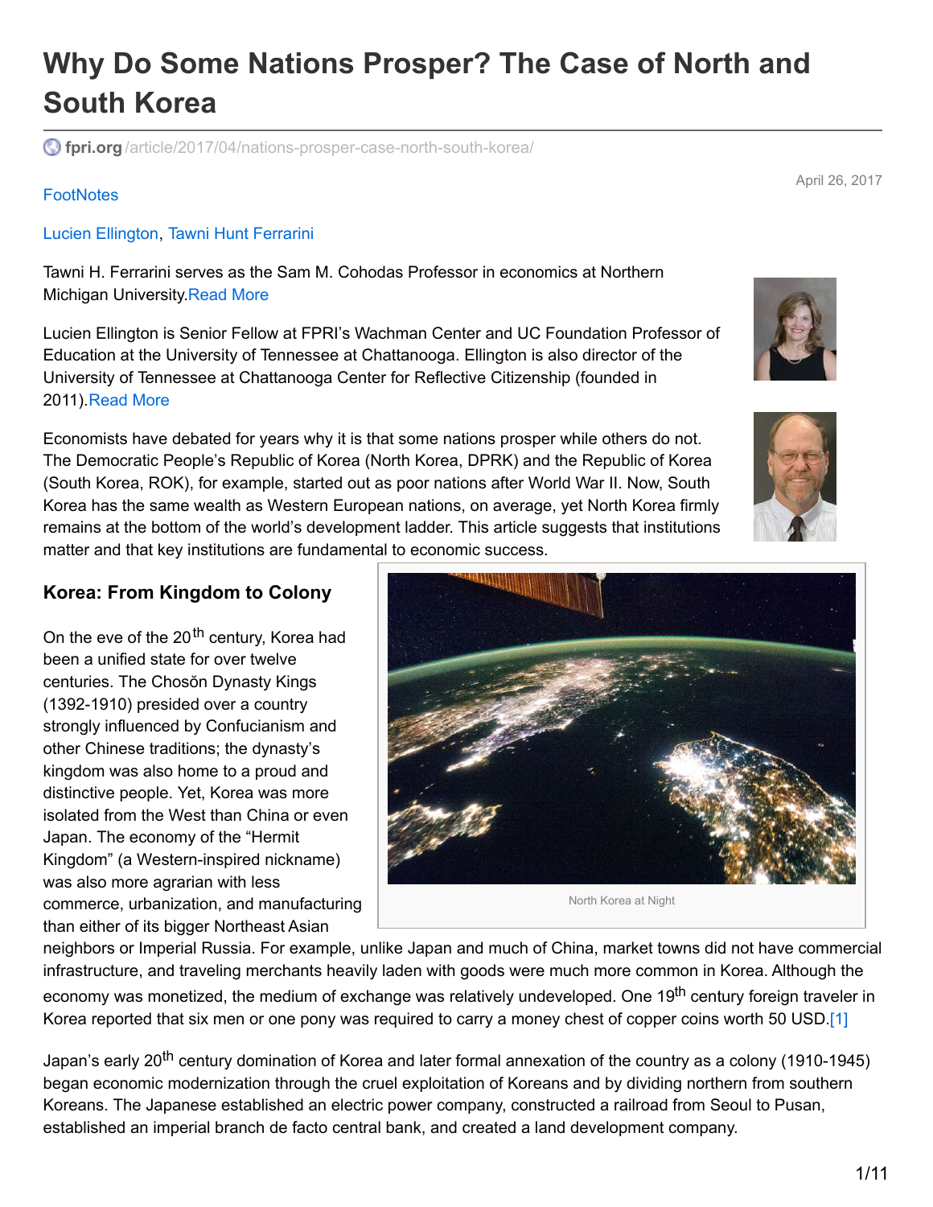# Why Do Some Nations Prosper? The Case of North and South Korea

fpri.org/article/2017/04/nations-prosper-case-north-south-korea/

April 26, 2017

FootNotes

Lucien Ellington, Tawni Hunt Ferrarini

Tawni H. Ferrarini serves as the Sam M. Cohodas Professor in economics at Northern Michigan University.Read More

Lucien Ellington is Senior Fellow at FPRI's Wachman Center and UC Foundation Professor of Education at the University of Tennessee at Chattanooga. Ellington is also director of the University of Tennessee at Chattanooga Center for Reflective Citizenship (founded in 2011).Read More

Economists have debated for years why it is that some nations prosper while others do not. The Democratic People's Republic of Korea (North Korea, DPRK) and the Republic of Korea (South Korea, ROK), for example, started out as poor nations after World War II. Now, South Korea has the same wealth as Western European nations, on average, yet North Korea firmly remains at the bottom of the world's development ladder. This article suggests that institutions matter and that key institutions are fundamental to economic success.

## Korea: From Kingdom to Colony

North Korea at Night

On the eve of the 20th century, Korea had been a unified state for over twelve centuries. The Chosŏn Dynasty Kings (1392-1910) presided over a country strongly influenced by Confucianism and other Chinese traditions; the dynasty's kingdom was also home to a proud and distinctive people. Yet, Korea was more isolated from the West than China or even Japan. The economy of the "Hermit Kingdom" (a Western-inspired nickname) was also more agrarian with less commerce, urbanization, and manufacturing than either of its bigger Northeast Asian neighbors or Imperial Russia. For example, unlike Japan and much of China, market towns did not have commercial infrastructure, and traveling merchants heavily laden with goods were much more common in Korea. Although the economy was monetized, the medium of exchange was relatively undeveloped. One 19th century foreign traveler in Korea reported that six men or one pony was required to carry a money chest of copper coins worth 50 USD.[1]

Japan's early 20th century domination of Korea and later formal annexation of the country as a colony (1910-1945) began economic modernization through the cruel exploitation of Koreans and by dividing northern from southern Koreans. The Japanese established an electric power company, constructed a railroad from Seoul to Pusan, established an imperial branch de facto central bank, and created a land development company.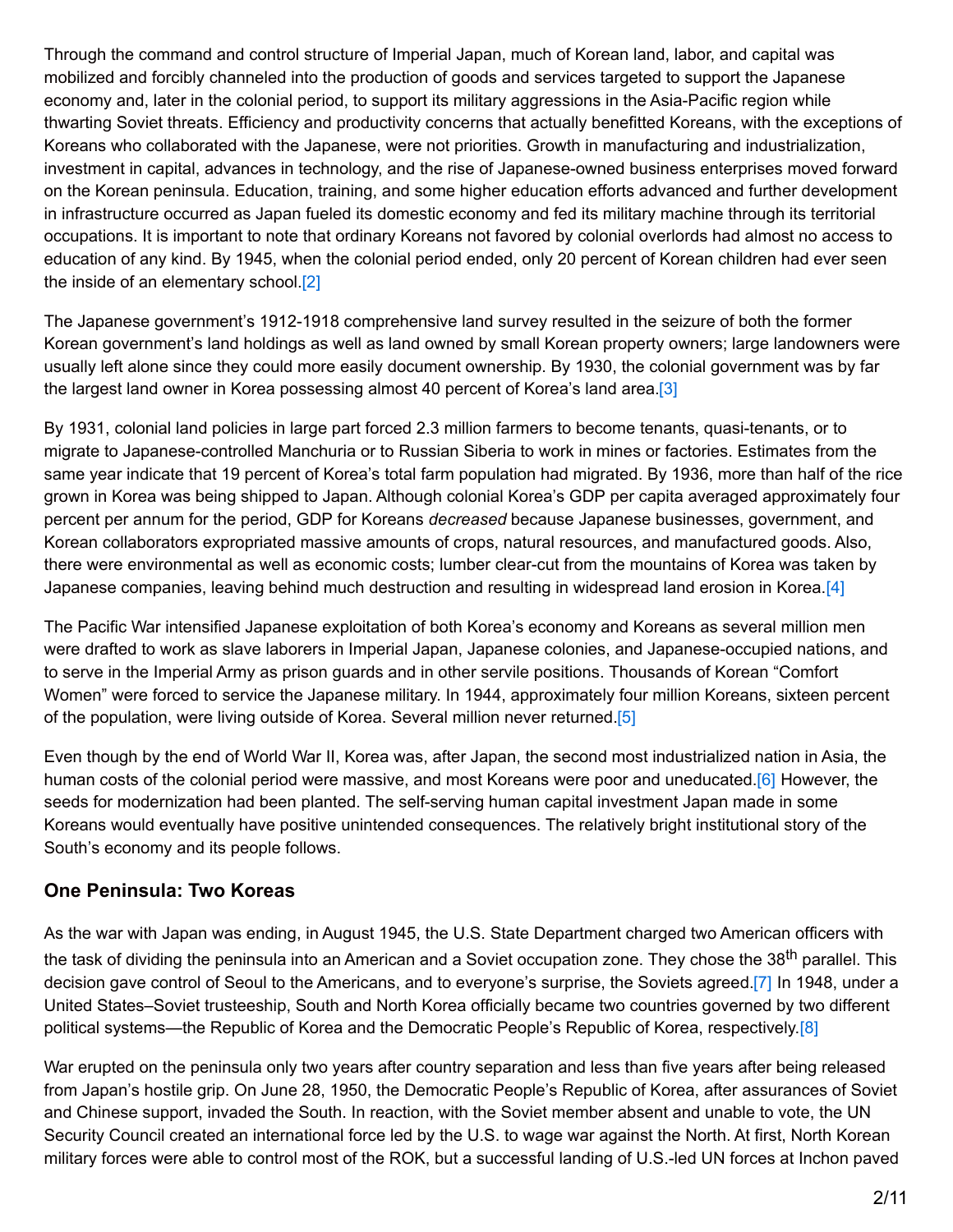Through the command and control structure of Imperial Japan, much of Korean land, labor, and capital was mobilized and forcibly channeled into the production of goods and services targeted to support the Japanese economy and, later in the colonial period, to support its military aggressions in the Asia-Pacific region while thwarting Soviet threats. Efficiency and productivity concerns that actually benefitted Koreans, with the exceptions of Koreans who collaborated with the Japanese, were not priorities. Growth in manufacturing and industrialization, investment in capital, advances in technology, and the rise of Japanese-owned business enterprises moved forward on the Korean peninsula. Education, training, and some higher education efforts advanced and further development in infrastructure occurred as Japan fueled its domestic economy and fed its military machine through its territorial occupations. It is important to note that ordinary Koreans not favored by colonial overlords had almost no access to education of any kind. By 1945, when the colonial period ended, only 20 percent of Korean children had ever seen the inside of an elementary school.[2]

The Japanese government's 1912-1918 comprehensive land survey resulted in the seizure of both the former Korean government's land holdings as well as land owned by small Korean property owners; large landowners were usually left alone since they could more easily document ownership. By 1930, the colonial government was by far the largest land owner in Korea possessing almost 40 percent of Korea's land area.[3]

By 1931, colonial land policies in large part forced 2.3 million farmers to become tenants, quasi-tenants, or to migrate to Japanese-controlled Manchuria or to Russian Siberia to work in mines or factories. Estimates from the same year indicate that 19 percent of Korea's total farm population had migrated. By 1936, more than half of the rice grown in Korea was being shipped to Japan. Although colonial Korea's GDP per capita averaged approximately four percent per annum for the period, GDP for Koreans *decreased* because Japanese businesses, government, and Korean collaborators expropriated massive amounts of crops, natural resources, and manufactured goods. Also, there were environmental as well as economic costs; lumber clear-cut from the mountains of Korea was taken by Japanese companies, leaving behind much destruction and resulting in widespread land erosion in Korea.[4]

The Pacific War intensified Japanese exploitation of both Korea's economy and Koreans as several million men were drafted to work as slave laborers in Imperial Japan, Japanese colonies, and Japanese-occupied nations, and to serve in the Imperial Army as prison guards and in other servile positions. Thousands of Korean "Comfort Women" were forced to service the Japanese military. In 1944, approximately four million Koreans, sixteen percent of the population, were living outside of Korea. Several million never returned.[5]

Even though by the end of World War II, Korea was, after Japan, the second most industrialized nation in Asia, the human costs of the colonial period were massive, and most Koreans were poor and uneducated.[6] However, the seeds for modernization had been planted. The self-serving human capital investment Japan made in some Koreans would eventually have positive unintended consequences. The relatively bright institutional story of the South's economy and its people follows.

### One Peninsula: Two Koreas

As the war with Japan was ending, in August 1945, the U.S. State Department charged two American officers with the task of dividing the peninsula into an American and a Soviet occupation zone. They chose the 38th parallel. This decision gave control of Seoul to the Americans, and to everyone's surprise, the Soviets agreed.[7] In 1948, under a United States–Soviet trusteeship, South and North Korea officially became two countries governed by two different political systems—the Republic of Korea and the Democratic People's Republic of Korea, respectively.[8]

War erupted on the peninsula only two years after country separation and less than five years after being released from Japan's hostile grip. On June 28, 1950, the Democratic People's Republic of Korea, after assurances of Soviet and Chinese support, invaded the South. In reaction, with the Soviet member absent and unable to vote, the UN Security Council created an international force led by the U.S. to wage war against the North. At first, North Korean military forces were able to control most of the ROK, but a successful landing of U.S.-led UN forces at Inchon paved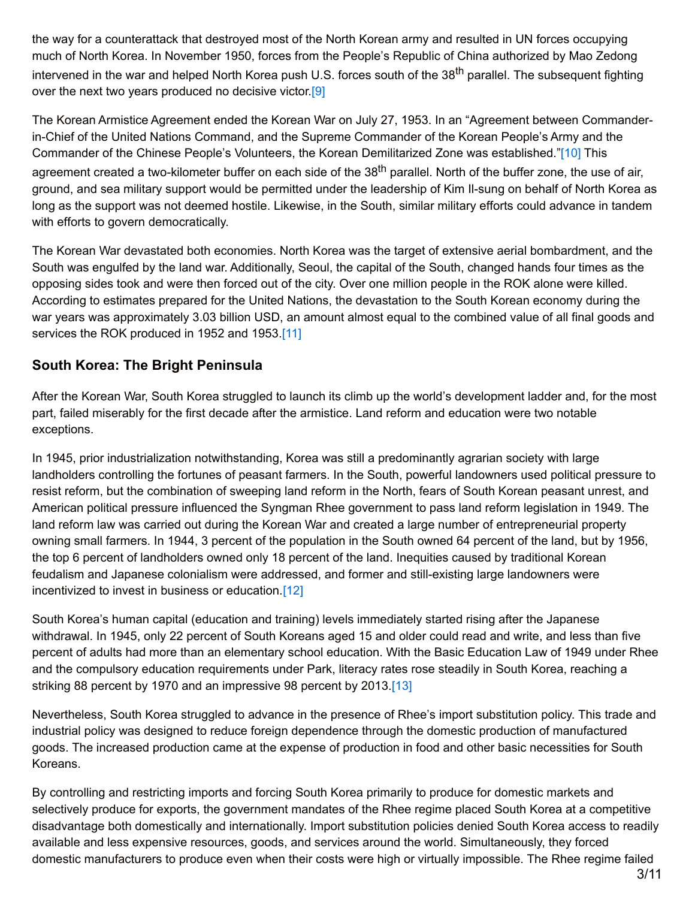the way for a counterattack that destroyed most of the North Korean army and resulted in UN forces occupying much of North Korea. In November 1950, forces from the People's Republic of China authorized by Mao Zedong intervened in the war and helped North Korea push U.S. forces south of the 38th parallel. The subsequent fighting over the next two years produced no decisive victor.[9]

The Korean Armistice Agreement ended the Korean War on July 27, 1953. In an "Agreement between Commander-in-Chief of the United Nations Command, and the Supreme Commander of the Korean People's Army and the Commander of the Chinese People's Volunteers, the Korean Demilitarized Zone was established."[10] This agreement created a two-kilometer buffer on each side of the 38th parallel. North of the buffer zone, the use of air, ground, and sea military support would be permitted under the leadership of Kim Il-sung on behalf of North Korea as long as the support was not deemed hostile. Likewise, in the South, similar military efforts could advance in tandem with efforts to govern democratically.

The Korean War devastated both economies. North Korea was the target of extensive aerial bombardment, and the South was engulfed by the land war. Additionally, Seoul, the capital of the South, changed hands four times as the opposing sides took and were then forced out of the city. Over one million people in the ROK alone were killed. According to estimates prepared for the United Nations, the devastation to the South Korean economy during the war years was approximately 3.03 billion USD, an amount almost equal to the combined value of all final goods and services the ROK produced in 1952 and 1953.[11]

### South Korea: The Bright Peninsula

After the Korean War, South Korea struggled to launch its climb up the world's development ladder and, for the most part, failed miserably for the first decade after the armistice. Land reform and education were two notable exceptions.

In 1945, prior industrialization notwithstanding, Korea was still a predominantly agrarian society with large landholders controlling the fortunes of peasant farmers. In the South, powerful landowners used political pressure to resist reform, but the combination of sweeping land reform in the North, fears of South Korean peasant unrest, and American political pressure influenced the Syngman Rhee government to pass land reform legislation in 1949. The land reform law was carried out during the Korean War and created a large number of entrepreneurial property owning small farmers. In 1944, 3 percent of the population in the South owned 64 percent of the land, but by 1956, the top 6 percent of landholders owned only 18 percent of the land. Inequities caused by traditional Korean feudalism and Japanese colonialism were addressed, and former and still-existing large landowners were incentivized to invest in business or education.[12]

South Korea's human capital (education and training) levels immediately started rising after the Japanese withdrawal. In 1945, only 22 percent of South Koreans aged 15 and older could read and write, and less than five percent of adults had more than an elementary school education. With the Basic Education Law of 1949 under Rhee and the compulsory education requirements under Park, literacy rates rose steadily in South Korea, reaching a striking 88 percent by 1970 and an impressive 98 percent by 2013.[13]

Nevertheless, South Korea struggled to advance in the presence of Rhee's import substitution policy. This trade and industrial policy was designed to reduce foreign dependence through the domestic production of manufactured goods. The increased production came at the expense of production in food and other basic necessities for South Koreans.

By controlling and restricting imports and forcing South Korea primarily to produce for domestic markets and selectively produce for exports, the government mandates of the Rhee regime placed South Korea at a competitive disadvantage both domestically and internationally. Import substitution policies denied South Korea access to readily available and less expensive resources, goods, and services around the world. Simultaneously, they forced domestic manufacturers to produce even when their costs were high or virtually impossible. The Rhee regime failed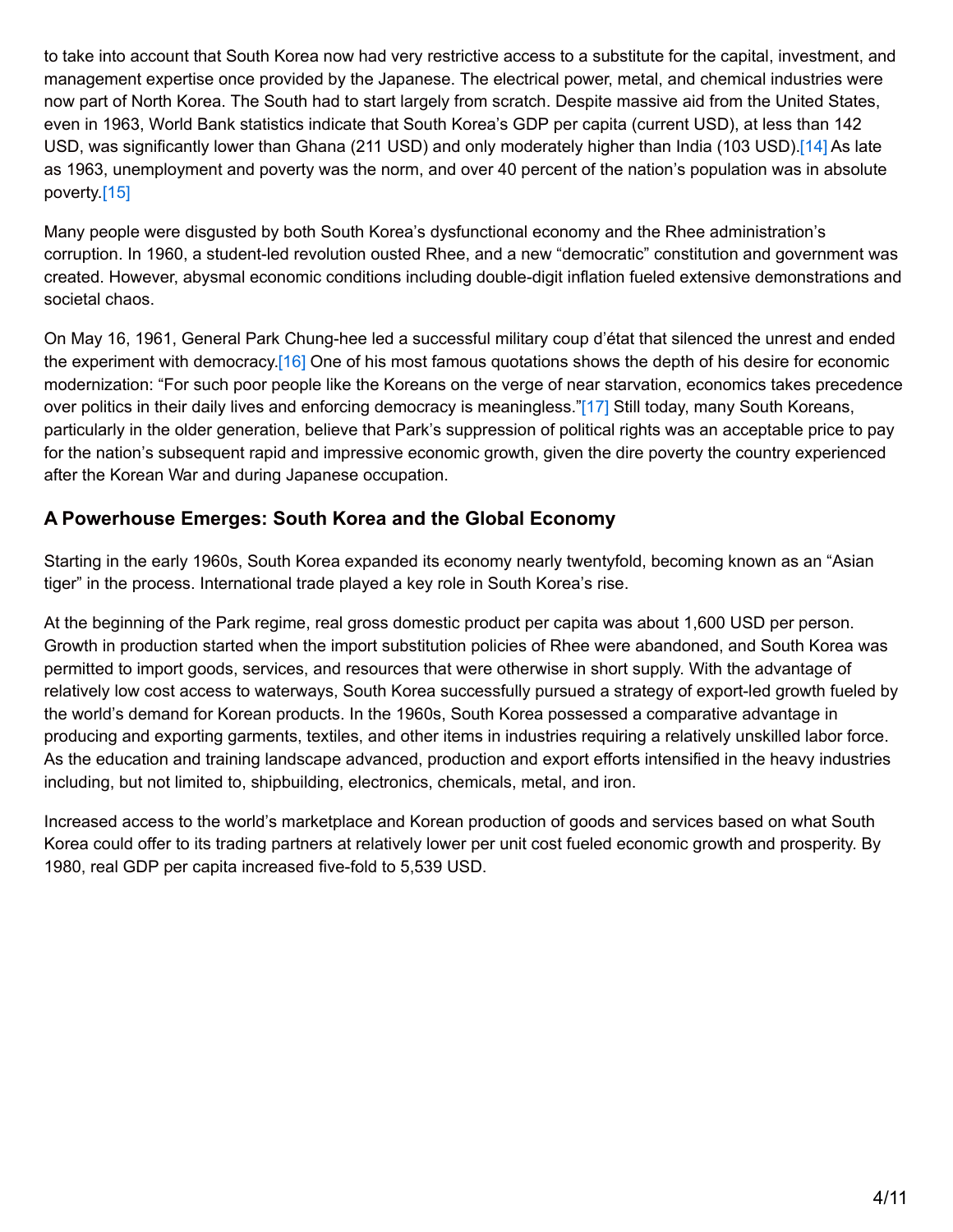to take into account that South Korea now had very restrictive access to a substitute for the capital, investment, and management expertise once provided by the Japanese. The electrical power, metal, and chemical industries were now part of North Korea. The South had to start largely from scratch. Despite massive aid from the United States, even in 1963, World Bank statistics indicate that South Korea's GDP per capita (current USD), at less than 142 USD, was significantly lower than Ghana (211 USD) and only moderately higher than India (103 USD).[14] As late as 1963, unemployment and poverty was the norm, and over 40 percent of the nation's population was in absolute poverty.[15]

Many people were disgusted by both South Korea's dysfunctional economy and the Rhee administration's corruption. In 1960, a student-led revolution ousted Rhee, and a new "democratic" constitution and government was created. However, abysmal economic conditions including double-digit inflation fueled extensive demonstrations and societal chaos.

On May 16, 1961, General Park Chung-hee led a successful military coup d'état that silenced the unrest and ended the experiment with democracy.[16] One of his most famous quotations shows the depth of his desire for economic modernization: "For such poor people like the Koreans on the verge of near starvation, economics takes precedence over politics in their daily lives and enforcing democracy is meaningless."[17] Still today, many South Koreans, particularly in the older generation, believe that Park's suppression of political rights was an acceptable price to pay for the nation's subsequent rapid and impressive economic growth, given the dire poverty the country experienced after the Korean War and during Japanese occupation.

### A Powerhouse Emerges: South Korea and the Global Economy

Starting in the early 1960s, South Korea expanded its economy nearly twentyfold, becoming known as an "Asian tiger" in the process. International trade played a key role in South Korea's rise.

At the beginning of the Park regime, real gross domestic product per capita was about 1,600 USD per person. Growth in production started when the import substitution policies of Rhee were abandoned, and South Korea was permitted to import goods, services, and resources that were otherwise in short supply. With the advantage of relatively low cost access to waterways, South Korea successfully pursued a strategy of export-led growth fueled by the world's demand for Korean products. In the 1960s, South Korea possessed a comparative advantage in producing and exporting garments, textiles, and other items in industries requiring a relatively unskilled labor force. As the education and training landscape advanced, production and export efforts intensified in the heavy industries including, but not limited to, shipbuilding, electronics, chemicals, metal, and iron.

Increased access to the world's marketplace and Korean production of goods and services based on what South Korea could offer to its trading partners at relatively lower per unit cost fueled economic growth and prosperity. By 1980, real GDP per capita increased five-fold to 5,539 USD.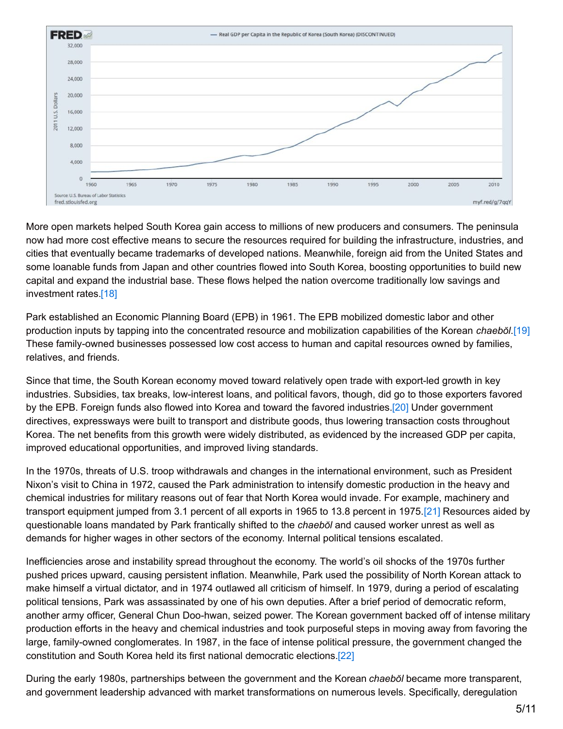More open markets helped South Korea gain access to millions of new producers and consumers. The peninsula now had more cost effective means to secure the resources required for building the infrastructure, industries, and cities that eventually became trademarks of developed nations. Meanwhile, foreign aid from the United States and some loanable funds from Japan and other countries flowed into South Korea, boosting opportunities to build new capital and expand the industrial base. These flows helped the nation overcome traditionally low savings and investment rates.[18]

Park established an Economic Planning Board (EPB) in 1961. The EPB mobilized domestic labor and other production inputs by tapping into the concentrated resource and mobilization capabilities of the Korean *chaebŏl*.[19] These family-owned businesses possessed low cost access to human and capital resources owned by families, relatives, and friends.

Since that time, the South Korean economy moved toward relatively open trade with export-led growth in key industries. Subsidies, tax breaks, low-interest loans, and political favors, though, did go to those exporters favored by the EPB. Foreign funds also flowed into Korea and toward the favored industries.[20] Under government directives, expressways were built to transport and distribute goods, thus lowering transaction costs throughout Korea. The net benefits from this growth were widely distributed, as evidenced by the increased GDP per capita, improved educational opportunities, and improved living standards.

In the 1970s, threats of U.S. troop withdrawals and changes in the international environment, such as President Nixon's visit to China in 1972, caused the Park administration to intensify domestic production in the heavy and chemical industries for military reasons out of fear that North Korea would invade. For example, machinery and transport equipment jumped from 3.1 percent of all exports in 1965 to 13.8 percent in 1975.[21] Resources aided by questionable loans mandated by Park frantically shifted to the *chaebŏl* and caused worker unrest as well as demands for higher wages in other sectors of the economy. Internal political tensions escalated.

Inefficiencies arose and instability spread throughout the economy. The world's oil shocks of the 1970s further pushed prices upward, causing persistent inflation. Meanwhile, Park used the possibility of North Korean attack to make himself a virtual dictator, and in 1974 outlawed all criticism of himself. In 1979, during a period of escalating political tensions, Park was assassinated by one of his own deputies. After a brief period of democratic reform, another army officer, General Chun Doo-hwan, seized power. The Korean government backed off of intense military production efforts in the heavy and chemical industries and took purposeful steps in moving away from favoring the large, family-owned conglomerates. In 1987, in the face of intense political pressure, the government changed the constitution and South Korea held its first national democratic elections.[22]

During the early 1980s, partnerships between the government and the Korean *chaebŏl* became more transparent, and government leadership advanced with market transformations on numerous levels. Specifically, deregulation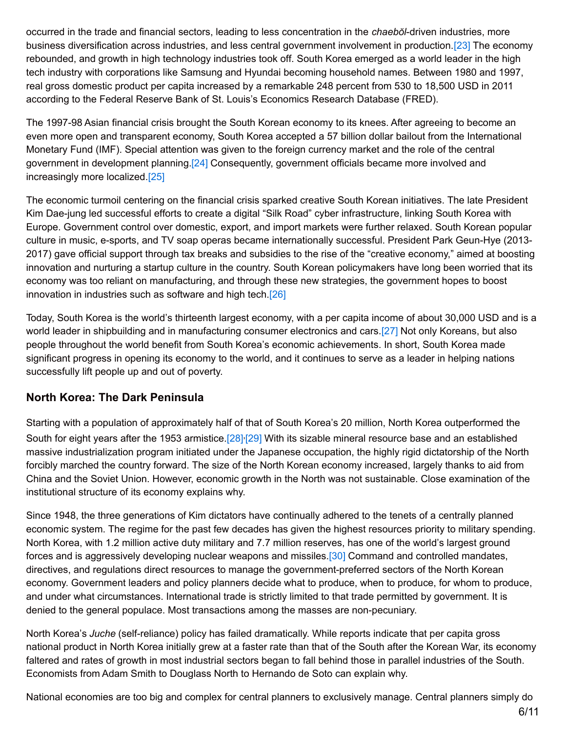occurred in the trade and financial sectors, leading to less concentration in the *chaebŏl*-driven industries, more business diversification across industries, and less central government involvement in production.[23] The economy rebounded, and growth in high technology industries took off. South Korea emerged as a world leader in the high tech industry with corporations like Samsung and Hyundai becoming household names. Between 1980 and 1997, real gross domestic product per capita increased by a remarkable 248 percent from 530 to 18,500 USD in 2011 according to the Federal Reserve Bank of St. Louis's Economics Research Database (FRED).

The 1997-98 Asian financial crisis brought the South Korean economy to its knees. After agreeing to become an even more open and transparent economy, South Korea accepted a 57 billion dollar bailout from the International Monetary Fund (IMF). Special attention was given to the foreign currency market and the role of the central government in development planning.[24] Consequently, government officials became more involved and increasingly more localized.[25]

The economic turmoil centering on the financial crisis sparked creative South Korean initiatives. The late President Kim Dae-jung led successful efforts to create a digital "Silk Road" cyber infrastructure, linking South Korea with Europe. Government control over domestic, export, and import markets were further relaxed. South Korean popular culture in music, e-sports, and TV soap operas became internationally successful. President Park Geun-Hye (2013-2017) gave official support through tax breaks and subsidies to the rise of the "creative economy," aimed at boosting innovation and nurturing a startup culture in the country. South Korean policymakers have long been worried that its economy was too reliant on manufacturing, and through these new strategies, the government hopes to boost innovation in industries such as software and high tech.[26]

Today, South Korea is the world's thirteenth largest economy, with a per capita income of about 30,000 USD and is a world leader in shipbuilding and in manufacturing consumer electronics and cars.[27] Not only Koreans, but also people throughout the world benefit from South Korea's economic achievements. In short, South Korea made significant progress in opening its economy to the world, and it continues to serve as a leader in helping nations successfully lift people up and out of poverty.

### North Korea: The Dark Peninsula

Starting with a population of approximately half of that of South Korea's 20 million, North Korea outperformed the South for eight years after the 1953 armistice.[28],[29] With its sizable mineral resource base and an established massive industrialization program initiated under the Japanese occupation, the highly rigid dictatorship of the North forcibly marched the country forward. The size of the North Korean economy increased, largely thanks to aid from China and the Soviet Union. However, economic growth in the North was not sustainable. Close examination of the institutional structure of its economy explains why.

Since 1948, the three generations of Kim dictators have continually adhered to the tenets of a centrally planned economic system. The regime for the past few decades has given the highest resources priority to military spending. North Korea, with 1.2 million active duty military and 7.7 million reserves, has one of the world's largest ground forces and is aggressively developing nuclear weapons and missiles.[30] Command and controlled mandates, directives, and regulations direct resources to manage the government-preferred sectors of the North Korean economy. Government leaders and policy planners decide what to produce, when to produce, for whom to produce, and under what circumstances. International trade is strictly limited to that trade permitted by government. It is denied to the general populace. Most transactions among the masses are non-pecuniary.

North Korea's *Juche* (self-reliance) policy has failed dramatically. While reports indicate that per capita gross national product in North Korea initially grew at a faster rate than that of the South after the Korean War, its economy faltered and rates of growth in most industrial sectors began to fall behind those in parallel industries of the South. Economists from Adam Smith to Douglass North to Hernando de Soto can explain why.

National economies are too big and complex for central planners to exclusively manage. Central planners simply do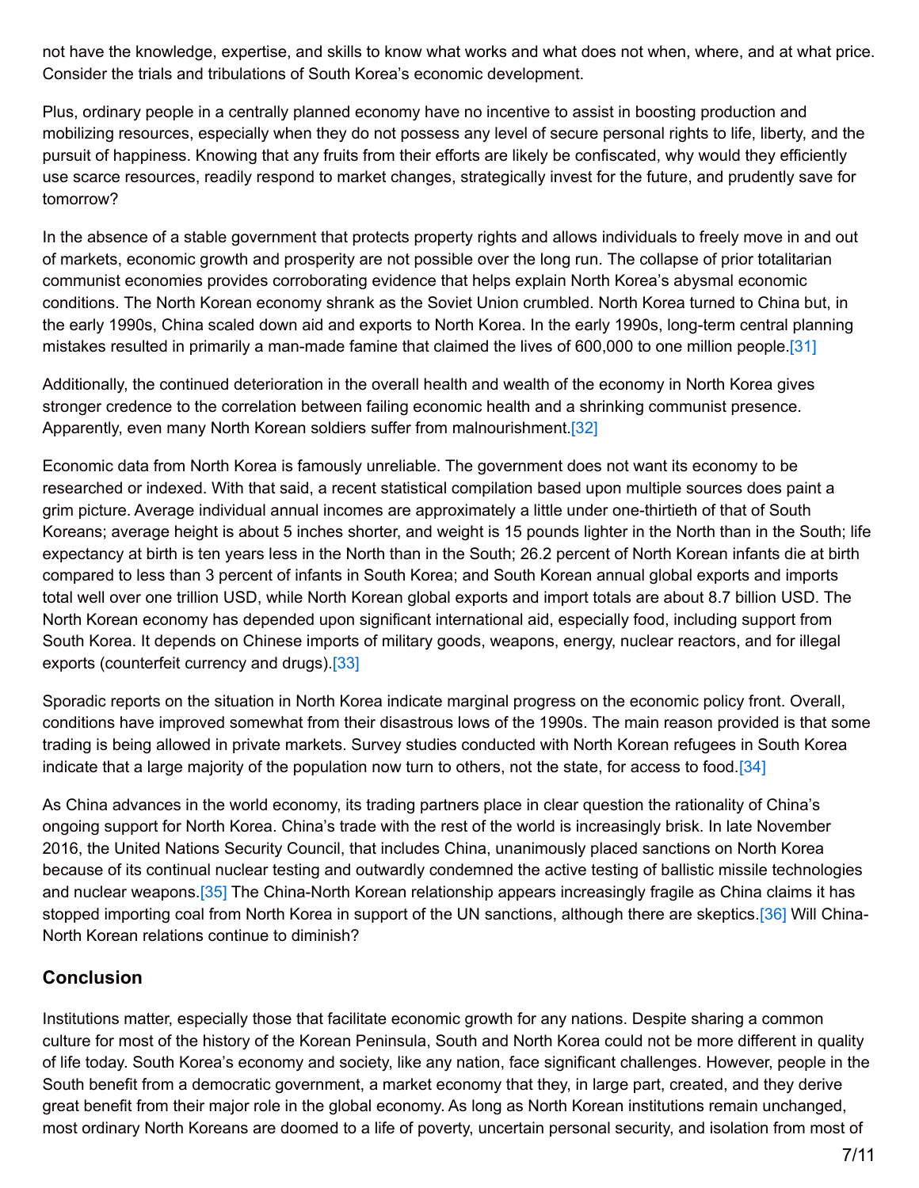not have the knowledge, expertise, and skills to know what works and what does not when, where, and at what price. Consider the trials and tribulations of South Korea's economic development.

Plus, ordinary people in a centrally planned economy have no incentive to assist in boosting production and mobilizing resources, especially when they do not possess any level of secure personal rights to life, liberty, and the pursuit of happiness. Knowing that any fruits from their efforts are likely be confiscated, why would they efficiently use scarce resources, readily respond to market changes, strategically invest for the future, and prudently save for tomorrow?

In the absence of a stable government that protects property rights and allows individuals to freely move in and out of markets, economic growth and prosperity are not possible over the long run. The collapse of prior totalitarian communist economies provides corroborating evidence that helps explain North Korea's abysmal economic conditions. The North Korean economy shrank as the Soviet Union crumbled. North Korea turned to China but, in the early 1990s, China scaled down aid and exports to North Korea. In the early 1990s, long-term central planning mistakes resulted in primarily a man-made famine that claimed the lives of 600,000 to one million people.[31]

Additionally, the continued deterioration in the overall health and wealth of the economy in North Korea gives stronger credence to the correlation between failing economic health and a shrinking communist presence. Apparently, even many North Korean soldiers suffer from malnourishment.[32]

Economic data from North Korea is famously unreliable. The government does not want its economy to be researched or indexed. With that said, a recent statistical compilation based upon multiple sources does paint a grim picture. Average individual annual incomes are approximately a little under one-thirtieth of that of South Koreans; average height is about 5 inches shorter, and weight is 15 pounds lighter in the North than in the South; life expectancy at birth is ten years less in the North than in the South; 26.2 percent of North Korean infants die at birth compared to less than 3 percent of infants in South Korea; and South Korean annual global exports and imports total well over one trillion USD, while North Korean global exports and import totals are about 8.7 billion USD. The North Korean economy has depended upon significant international aid, especially food, including support from South Korea. It depends on Chinese imports of military goods, weapons, energy, nuclear reactors, and for illegal exports (counterfeit currency and drugs).[33]

Sporadic reports on the situation in North Korea indicate marginal progress on the economic policy front. Overall, conditions have improved somewhat from their disastrous lows of the 1990s. The main reason provided is that some trading is being allowed in private markets. Survey studies conducted with North Korean refugees in South Korea indicate that a large majority of the population now turn to others, not the state, for access to food.[34]

As China advances in the world economy, its trading partners place in clear question the rationality of China's ongoing support for North Korea. China's trade with the rest of the world is increasingly brisk. In late November 2016, the United Nations Security Council, that includes China, unanimously placed sanctions on North Korea because of its continual nuclear testing and outwardly condemned the active testing of ballistic missile technologies and nuclear weapons.[35] The China-North Korean relationship appears increasingly fragile as China claims it has stopped importing coal from North Korea in support of the UN sanctions, although there are skeptics.[36] Will China-North Korean relations continue to diminish?

## Conclusion

Institutions matter, especially those that facilitate economic growth for any nations. Despite sharing a common culture for most of the history of the Korean Peninsula, South and North Korea could not be more different in quality of life today. South Korea's economy and society, like any nation, face significant challenges. However, people in the South benefit from a democratic government, a market economy that they, in large part, created, and they derive great benefit from their major role in the global economy. As long as North Korean institutions remain unchanged, most ordinary North Koreans are doomed to a life of poverty, uncertain personal security, and isolation from most of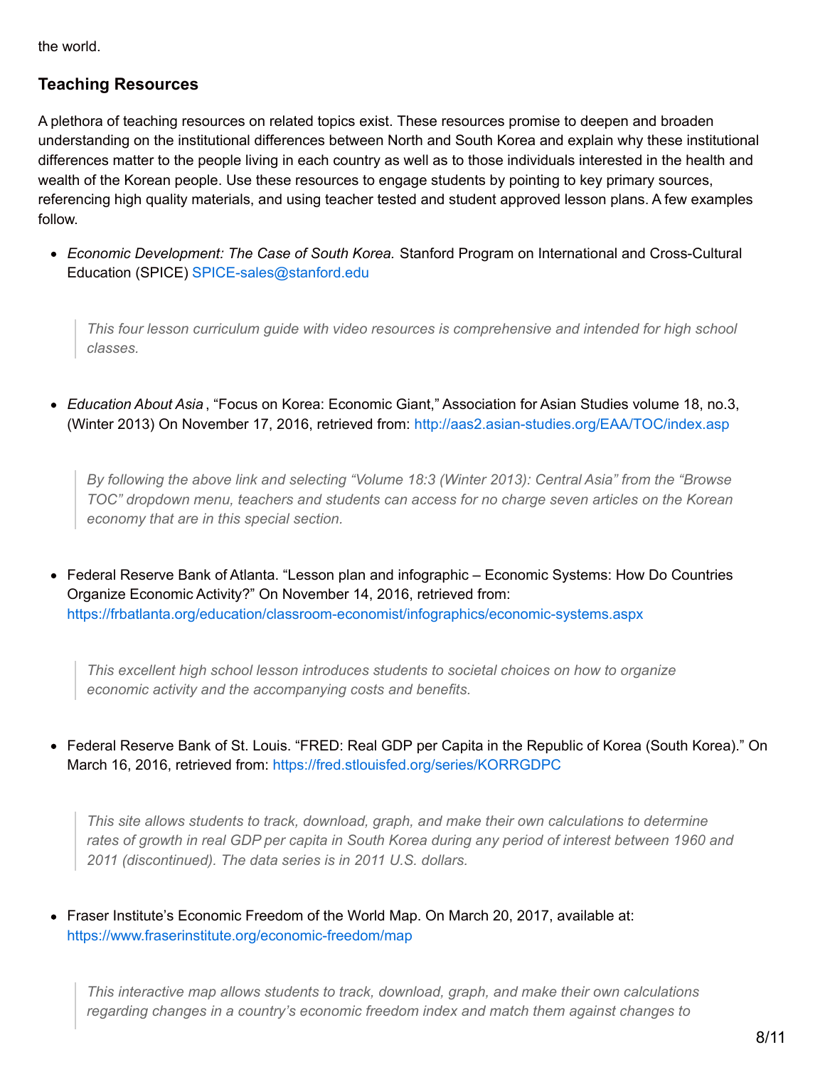the world.

### Teaching Resources

A plethora of teaching resources on related topics exist. These resources promise to deepen and broaden understanding on the institutional differences between North and South Korea and explain why these institutional differences matter to the people living in each country as well as to those individuals interested in the health and wealth of the Korean people. Use these resources to engage students by pointing to key primary sources, referencing high quality materials, and using teacher tested and student approved lesson plans. A few examples follow.

- *Economic Development: The Case of South Korea.* Stanford Program on International and Cross-Cultural Education (SPICE) SPICE-sales@stanford.edu

> *This four lesson curriculum guide with video resources is comprehensive and intended for high school classes.*

- *Education About Asia* , "Focus on Korea: Economic Giant," Association for Asian Studies volume 18, no.3, (Winter 2013) On November 17, 2016, retrieved from: http://aas2.asian-studies.org/EAA/TOC/index.asp

> *By following the above link and selecting "Volume 18:3 (Winter 2013): Central Asia" from the "Browse TOC" dropdown menu, teachers and students can access for no charge seven articles on the Korean economy that are in this special section.*

- Federal Reserve Bank of Atlanta. "Lesson plan and infographic – Economic Systems: How Do Countries Organize Economic Activity?" On November 14, 2016, retrieved from: https://frbatlanta.org/education/classroom-economist/infographics/economic-systems.aspx

> *This excellent high school lesson introduces students to societal choices on how to organize economic activity and the accompanying costs and benefits.*

- Federal Reserve Bank of St. Louis. "FRED: Real GDP per Capita in the Republic of Korea (South Korea)." On March 16, 2016, retrieved from: https://fred.stlouisfed.org/series/KORRGDPC

> *This site allows students to track, download, graph, and make their own calculations to determine rates of growth in real GDP per capita in South Korea during any period of interest between 1960 and 2011 (discontinued). The data series is in 2011 U.S. dollars.*

- Fraser Institute's Economic Freedom of the World Map. On March 20, 2017, available at: https://www.fraserinstitute.org/economic-freedom/map

> *This interactive map allows students to track, download, graph, and make their own calculations regarding changes in a country's economic freedom index and match them against changes to*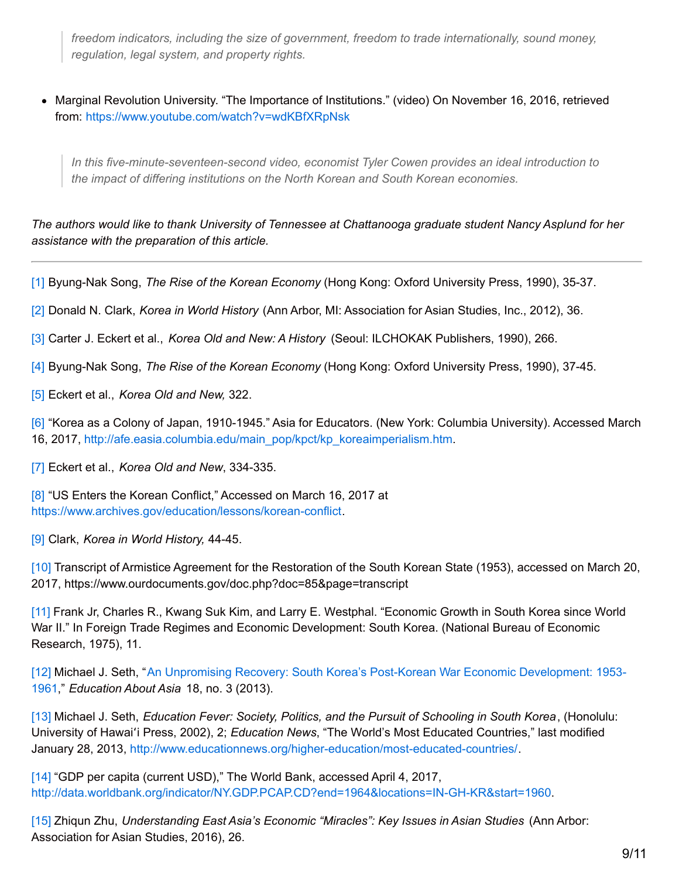> *freedom indicators, including the size of government, freedom to trade internationally, sound money, regulation, legal system, and property rights.*

- Marginal Revolution University. "The Importance of Institutions." (video) On November 16, 2016, retrieved from: https://www.youtube.com/watch?v=wdKBfXRpNsk

> *In this five-minute-seventeen-second video, economist Tyler Cowen provides an ideal introduction to the impact of differing institutions on the North Korean and South Korean economies.*

*The authors would like to thank University of Tennessee at Chattanooga graduate student Nancy Asplund for her assistance with the preparation of this article.*

---

[1] Byung-Nak Song, *The Rise of the Korean Economy* (Hong Kong: Oxford University Press, 1990), 35-37.

[2] Donald N. Clark, *Korea in World History* (Ann Arbor, MI: Association for Asian Studies, Inc., 2012), 36.

[3] Carter J. Eckert et al., *Korea Old and New: A History* (Seoul: ILCHOKAK Publishers, 1990), 266.

[4] Byung-Nak Song, *The Rise of the Korean Economy* (Hong Kong: Oxford University Press, 1990), 37-45.

[5] Eckert et al., *Korea Old and New,* 322.

[6] "Korea as a Colony of Japan, 1910-1945." Asia for Educators. (New York: Columbia University). Accessed March 16, 2017, http://afe.easia.columbia.edu/main_pop/kpct/kp_koreaimperialism.htm.

[7] Eckert et al., *Korea Old and New*, 334-335.

[8] "US Enters the Korean Conflict," Accessed on March 16, 2017 at https://www.archives.gov/education/lessons/korean-conflict.

[9] Clark, *Korea in World History,* 44-45.

[10] Transcript of Armistice Agreement for the Restoration of the South Korean State (1953), accessed on March 20, 2017, https://www.ourdocuments.gov/doc.php?doc=85&page=transcript

[11] Frank Jr, Charles R., Kwang Suk Kim, and Larry E. Westphal. "Economic Growth in South Korea since World War II." In Foreign Trade Regimes and Economic Development: South Korea. (National Bureau of Economic Research, 1975), 11.

[12] Michael J. Seth, "An Unpromising Recovery: South Korea's Post-Korean War Economic Development: 1953-1961," *Education About Asia* 18, no. 3 (2013).

[13] Michael J. Seth, *Education Fever: Society, Politics, and the Pursuit of Schooling in South Korea*, (Honolulu: University of Hawaiʻi Press, 2002), 2; *Education News*, "The World's Most Educated Countries," last modified January 28, 2013, http://www.educationnews.org/higher-education/most-educated-countries/.

[14] "GDP per capita (current USD)," The World Bank, accessed April 4, 2017, http://data.worldbank.org/indicator/NY.GDP.PCAP.CD?end=1964&locations=IN-GH-KR&start=1960.

[15] Zhiqun Zhu, *Understanding East Asia's Economic "Miracles": Key Issues in Asian Studies* (Ann Arbor: Association for Asian Studies, 2016), 26.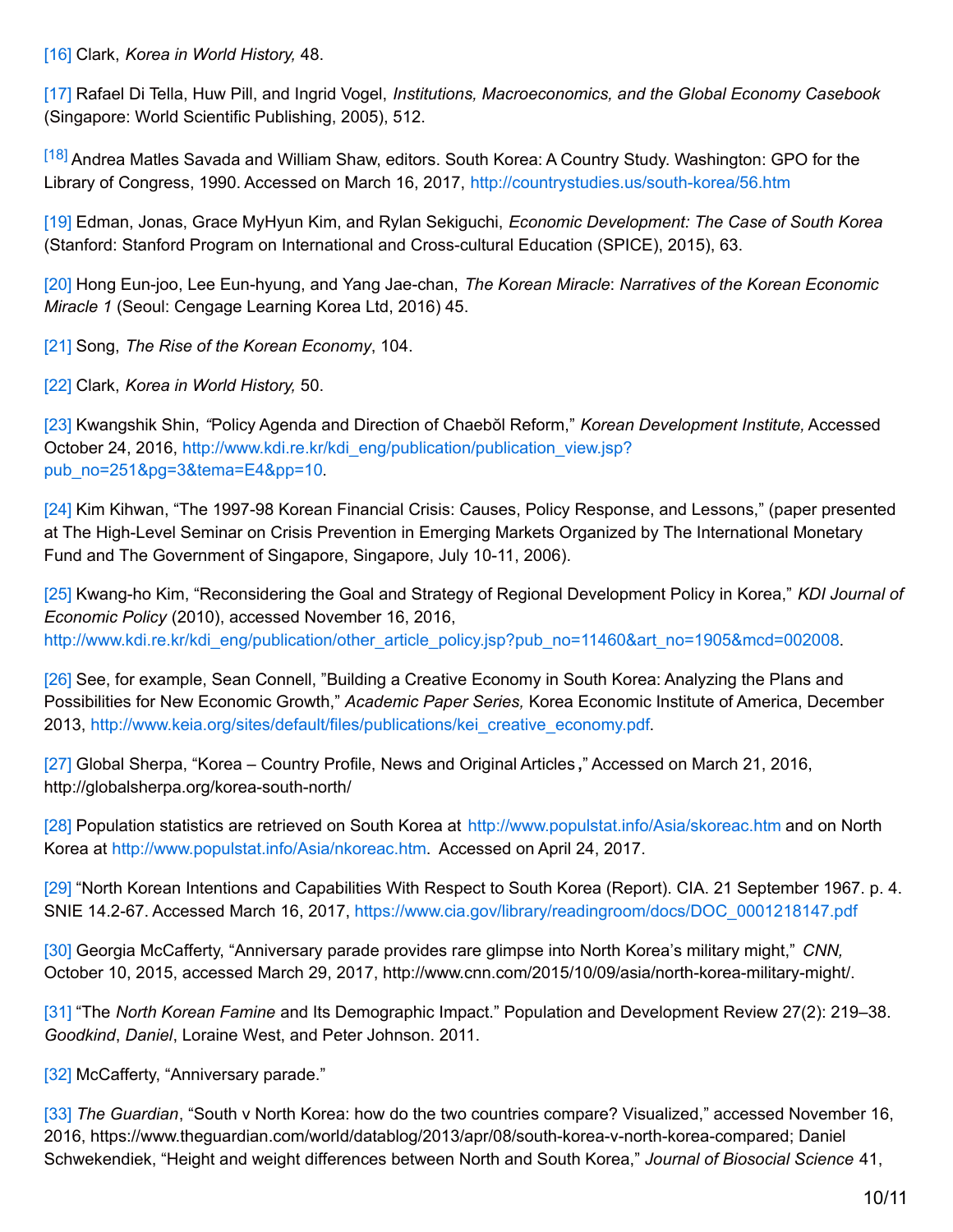[16] Clark, *Korea in World History,* 48.

[17] Rafael Di Tella, Huw Pill, and Ingrid Vogel, *Institutions, Macroeconomics, and the Global Economy Casebook* (Singapore: World Scientific Publishing, 2005), 512.

[18] Andrea Matles Savada and William Shaw, editors. South Korea: A Country Study. Washington: GPO for the Library of Congress, 1990. Accessed on March 16, 2017, http://countrystudies.us/south-korea/56.htm

[19] Edman, Jonas, Grace MyHyun Kim, and Rylan Sekiguchi, *Economic Development: The Case of South Korea* (Stanford: Stanford Program on International and Cross-cultural Education (SPICE), 2015), 63.

[20] Hong Eun-joo, Lee Eun-hyung, and Yang Jae-chan, *The Korean Miracle*: *Narratives of the Korean Economic Miracle 1* (Seoul: Cengage Learning Korea Ltd, 2016) 45.

[21] Song, *The Rise of the Korean Economy*, 104.

[22] Clark, *Korea in World History,* 50.

[23] Kwangshik Shin, *"*Policy Agenda and Direction of Chaebŏl Reform," *Korean Development Institute,* Accessed October 24, 2016, http://www.kdi.re.kr/kdi_eng/publication/publication_view.jsp?pub_no=251&pg=3&tema=E4&pp=10.

[24] Kim Kihwan, "The 1997-98 Korean Financial Crisis: Causes, Policy Response, and Lessons," (paper presented at The High-Level Seminar on Crisis Prevention in Emerging Markets Organized by The International Monetary Fund and The Government of Singapore, Singapore, July 10-11, 2006).

[25] Kwang-ho Kim, "Reconsidering the Goal and Strategy of Regional Development Policy in Korea," *KDI Journal of Economic Policy* (2010), accessed November 16, 2016, http://www.kdi.re.kr/kdi_eng/publication/other_article_policy.jsp?pub_no=11460&art_no=1905&mcd=002008.

[26] See, for example, Sean Connell, "Building a Creative Economy in South Korea: Analyzing the Plans and Possibilities for New Economic Growth," *Academic Paper Series,* Korea Economic Institute of America, December 2013, http://www.keia.org/sites/default/files/publications/kei_creative_economy.pdf.

[27] Global Sherpa, "Korea – Country Profile, News and Original Articles**,**" Accessed on March 21, 2016, http://globalsherpa.org/korea-south-north/

[28] Population statistics are retrieved on South Korea at http://www.populstat.info/Asia/skoreac.htm and on North Korea at http://www.populstat.info/Asia/nkoreac.htm. Accessed on April 24, 2017.

[29] "North Korean Intentions and Capabilities With Respect to South Korea (Report). CIA. 21 September 1967. p. 4. SNIE 14.2-67. Accessed March 16, 2017, https://www.cia.gov/library/readingroom/docs/DOC_0001218147.pdf

[30] Georgia McCafferty, "Anniversary parade provides rare glimpse into North Korea's military might," *CNN,* October 10, 2015, accessed March 29, 2017, http://www.cnn.com/2015/10/09/asia/north-korea-military-might/.

[31] "The *North Korean Famine* and Its Demographic Impact." Population and Development Review 27(2): 219–38. *Goodkind*, *Daniel*, Loraine West, and Peter Johnson. 2011.

[32] McCafferty, "Anniversary parade."

[33] *The Guardian*, "South v North Korea: how do the two countries compare? Visualized," accessed November 16, 2016, https://www.theguardian.com/world/datablog/2013/apr/08/south-korea-v-north-korea-compared; Daniel Schwekendiek, "Height and weight differences between North and South Korea," *Journal of Biosocial Science* 41,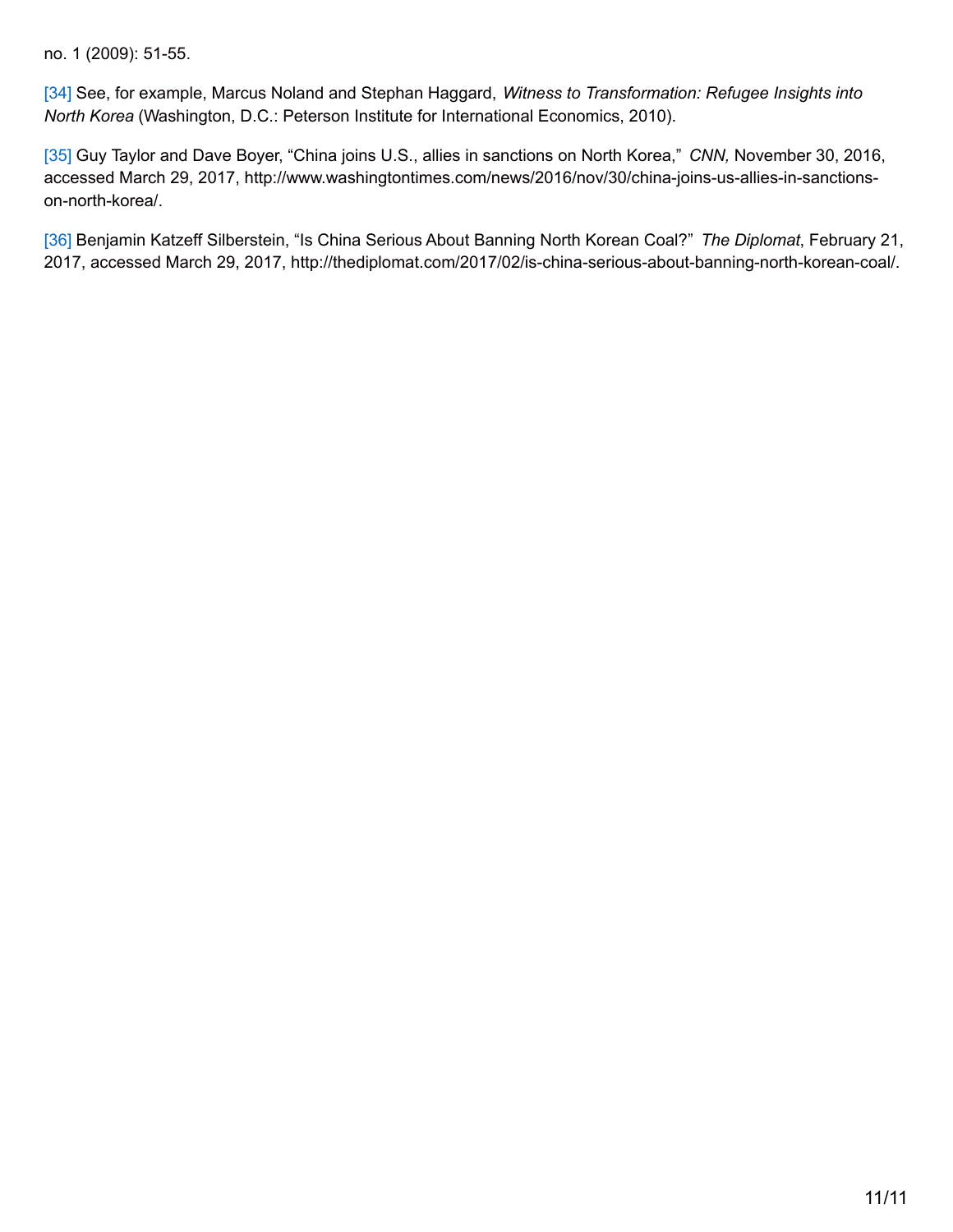no. 1 (2009): 51-55.

[34] See, for example, Marcus Noland and Stephan Haggard, *Witness to Transformation: Refugee Insights into North Korea* (Washington, D.C.: Peterson Institute for International Economics, 2010).

[35] Guy Taylor and Dave Boyer, "China joins U.S., allies in sanctions on North Korea," *CNN,* November 30, 2016, accessed March 29, 2017, http://www.washingtontimes.com/news/2016/nov/30/china-joins-us-allies-in-sanctions-on-north-korea/.

[36] Benjamin Katzeff Silberstein, "Is China Serious About Banning North Korean Coal?" *The Diplomat*, February 21, 2017, accessed March 29, 2017, http://thediplomat.com/2017/02/is-china-serious-about-banning-north-korean-coal/.